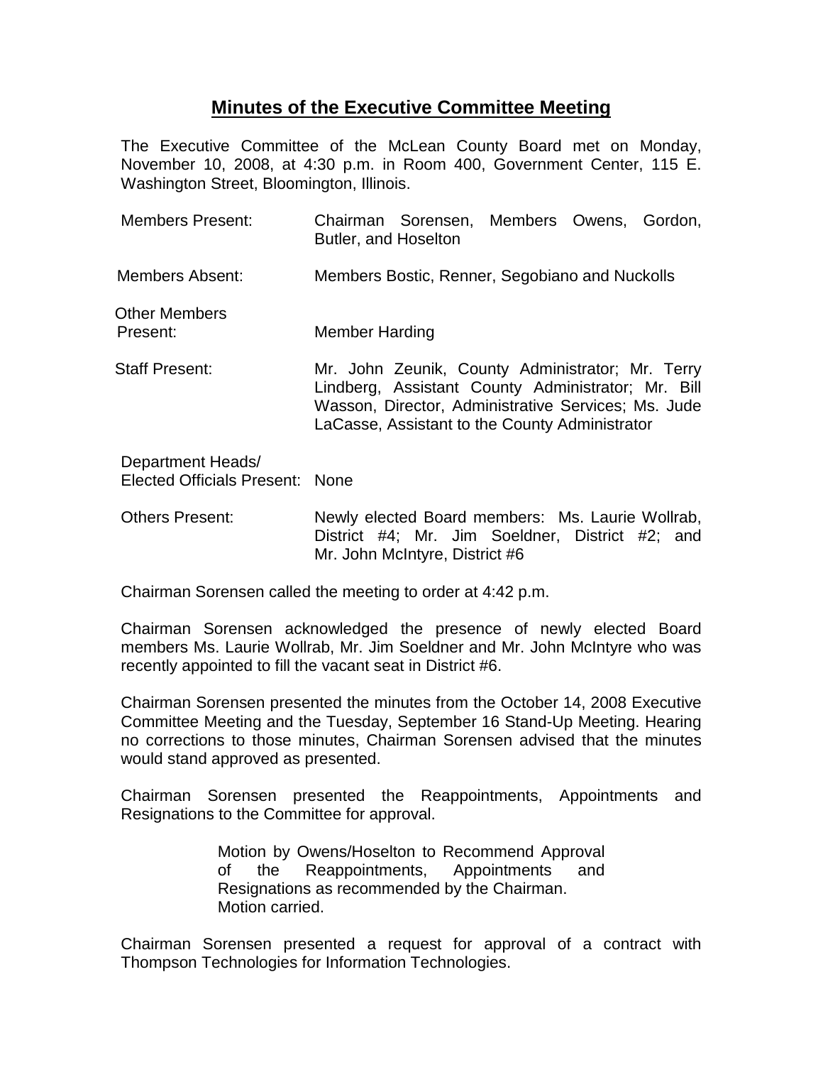# **Minutes of the Executive Committee Meeting**

The Executive Committee of the McLean County Board met on Monday, November 10, 2008, at 4:30 p.m. in Room 400, Government Center, 115 E. Washington Street, Bloomington, Illinois.

| | |
|---|---|
| Members Present: | Chairman Sorensen, Members Owens, Gordon, Butler, and Hoselton |
| Members Absent: | Members Bostic, Renner, Segobiano and Nuckolls |
| Other Members Present: | Member Harding |
| Staff Present: | Mr. John Zeunik, County Administrator; Mr. Terry Lindberg, Assistant County Administrator; Mr. Bill Wasson, Director, Administrative Services; Ms. Jude LaCasse, Assistant to the County Administrator |
| Department Heads/ Elected Officials Present: | None |
| Others Present: | Newly elected Board members: Ms. Laurie Wollrab, District #4; Mr. Jim Soeldner, District #2; and Mr. John McIntyre, District #6 |

Chairman Sorensen called the meeting to order at 4:42 p.m.

Chairman Sorensen acknowledged the presence of newly elected Board members Ms. Laurie Wollrab, Mr. Jim Soeldner and Mr. John McIntyre who was recently appointed to fill the vacant seat in District #6.

Chairman Sorensen presented the minutes from the October 14, 2008 Executive Committee Meeting and the Tuesday, September 16 Stand-Up Meeting. Hearing no corrections to those minutes, Chairman Sorensen advised that the minutes would stand approved as presented.

Chairman Sorensen presented the Reappointments, Appointments and Resignations to the Committee for approval.

> Motion by Owens/Hoselton to Recommend Approval of the Reappointments, Appointments and Resignations as recommended by the Chairman.
> Motion carried.

Chairman Sorensen presented a request for approval of a contract with Thompson Technologies for Information Technologies.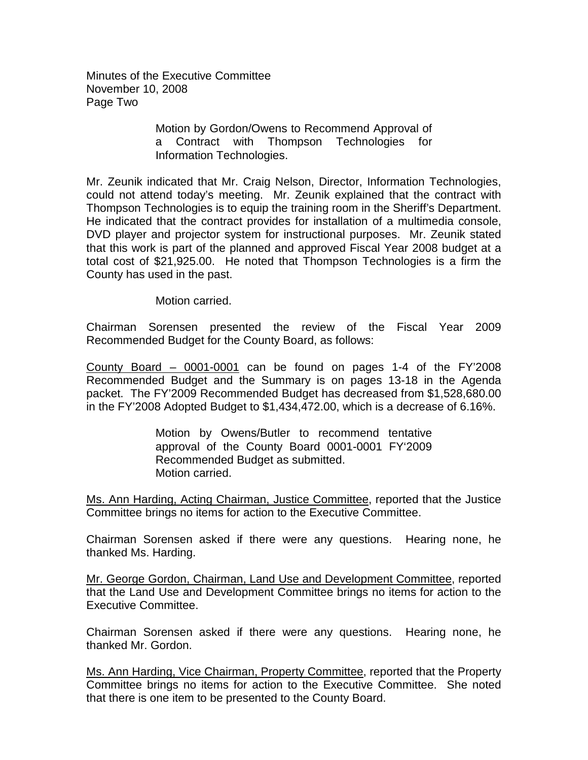Motion by Gordon/Owens to Recommend Approval of a Contract with Thompson Technologies for Information Technologies.

Mr. Zeunik indicated that Mr. Craig Nelson, Director, Information Technologies, could not attend today's meeting. Mr. Zeunik explained that the contract with Thompson Technologies is to equip the training room in the Sheriff's Department. He indicated that the contract provides for installation of a multimedia console, DVD player and projector system for instructional purposes. Mr. Zeunik stated that this work is part of the planned and approved Fiscal Year 2008 budget at a total cost of $21,925.00. He noted that Thompson Technologies is a firm the County has used in the past.

Motion carried.

Chairman Sorensen presented the review of the Fiscal Year 2009 Recommended Budget for the County Board, as follows:

<u>County Board – 0001-0001</u> can be found on pages 1-4 of the FY'2008 Recommended Budget and the Summary is on pages 13-18 in the Agenda packet. The FY'2009 Recommended Budget has decreased from $1,528,680.00 in the FY'2008 Adopted Budget to $1,434,472.00, which is a decrease of 6.16%.

Motion by Owens/Butler to recommend tentative approval of the County Board 0001-0001 FY'2009 Recommended Budget as submitted.
Motion carried.

<u>Ms. Ann Harding, Acting Chairman, Justice Committee</u>, reported that the Justice Committee brings no items for action to the Executive Committee.

Chairman Sorensen asked if there were any questions. Hearing none, he thanked Ms. Harding.

<u>Mr. George Gordon, Chairman, Land Use and Development Committee</u>, reported that the Land Use and Development Committee brings no items for action to the Executive Committee.

Chairman Sorensen asked if there were any questions. Hearing none, he thanked Mr. Gordon.

<u>Ms. Ann Harding, Vice Chairman, Property Committee</u>, reported that the Property Committee brings no items for action to the Executive Committee. She noted that there is one item to be presented to the County Board.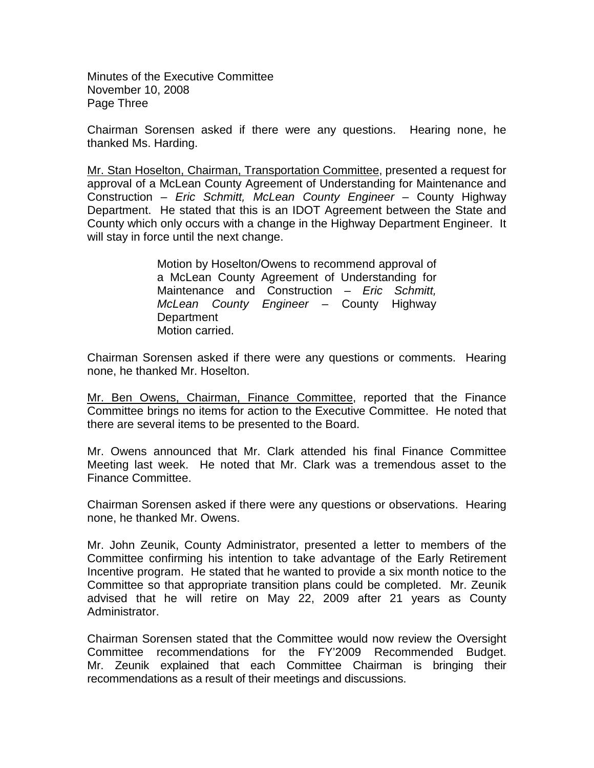Chairman Sorensen asked if there were any questions. Hearing none, he thanked Ms. Harding.

Mr. Stan Hoselton, Chairman, Transportation Committee, presented a request for approval of a McLean County Agreement of Understanding for Maintenance and Construction – *Eric Schmitt, McLean County Engineer* – County Highway Department. He stated that this is an IDOT Agreement between the State and County which only occurs with a change in the Highway Department Engineer. It will stay in force until the next change.

> Motion by Hoselton/Owens to recommend approval of a McLean County Agreement of Understanding for Maintenance and Construction – *Eric Schmitt, McLean County Engineer* – County Highway Department
> Motion carried.

Chairman Sorensen asked if there were any questions or comments. Hearing none, he thanked Mr. Hoselton.

Mr. Ben Owens, Chairman, Finance Committee, reported that the Finance Committee brings no items for action to the Executive Committee. He noted that there are several items to be presented to the Board.

Mr. Owens announced that Mr. Clark attended his final Finance Committee Meeting last week. He noted that Mr. Clark was a tremendous asset to the Finance Committee.

Chairman Sorensen asked if there were any questions or observations. Hearing none, he thanked Mr. Owens.

Mr. John Zeunik, County Administrator, presented a letter to members of the Committee confirming his intention to take advantage of the Early Retirement Incentive program. He stated that he wanted to provide a six month notice to the Committee so that appropriate transition plans could be completed. Mr. Zeunik advised that he will retire on May 22, 2009 after 21 years as County Administrator.

Chairman Sorensen stated that the Committee would now review the Oversight Committee recommendations for the FY'2009 Recommended Budget. Mr. Zeunik explained that each Committee Chairman is bringing their recommendations as a result of their meetings and discussions.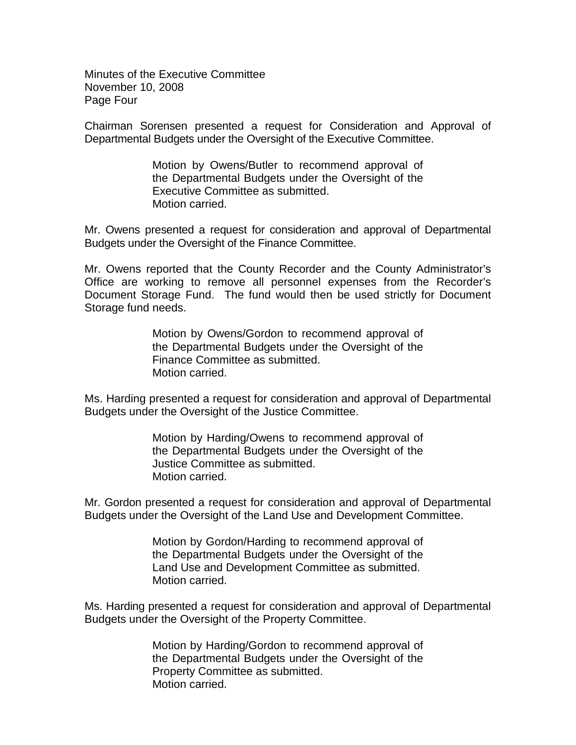Chairman Sorensen presented a request for Consideration and Approval of Departmental Budgets under the Oversight of the Executive Committee.

> Motion by Owens/Butler to recommend approval of the Departmental Budgets under the Oversight of the Executive Committee as submitted.
> Motion carried.

Mr. Owens presented a request for consideration and approval of Departmental Budgets under the Oversight of the Finance Committee.

Mr. Owens reported that the County Recorder and the County Administrator's Office are working to remove all personnel expenses from the Recorder's Document Storage Fund. The fund would then be used strictly for Document Storage fund needs.

> Motion by Owens/Gordon to recommend approval of the Departmental Budgets under the Oversight of the Finance Committee as submitted.
> Motion carried.

Ms. Harding presented a request for consideration and approval of Departmental Budgets under the Oversight of the Justice Committee.

> Motion by Harding/Owens to recommend approval of the Departmental Budgets under the Oversight of the Justice Committee as submitted.
> Motion carried.

Mr. Gordon presented a request for consideration and approval of Departmental Budgets under the Oversight of the Land Use and Development Committee.

> Motion by Gordon/Harding to recommend approval of the Departmental Budgets under the Oversight of the Land Use and Development Committee as submitted.
> Motion carried.

Ms. Harding presented a request for consideration and approval of Departmental Budgets under the Oversight of the Property Committee.

> Motion by Harding/Gordon to recommend approval of the Departmental Budgets under the Oversight of the Property Committee as submitted.
> Motion carried.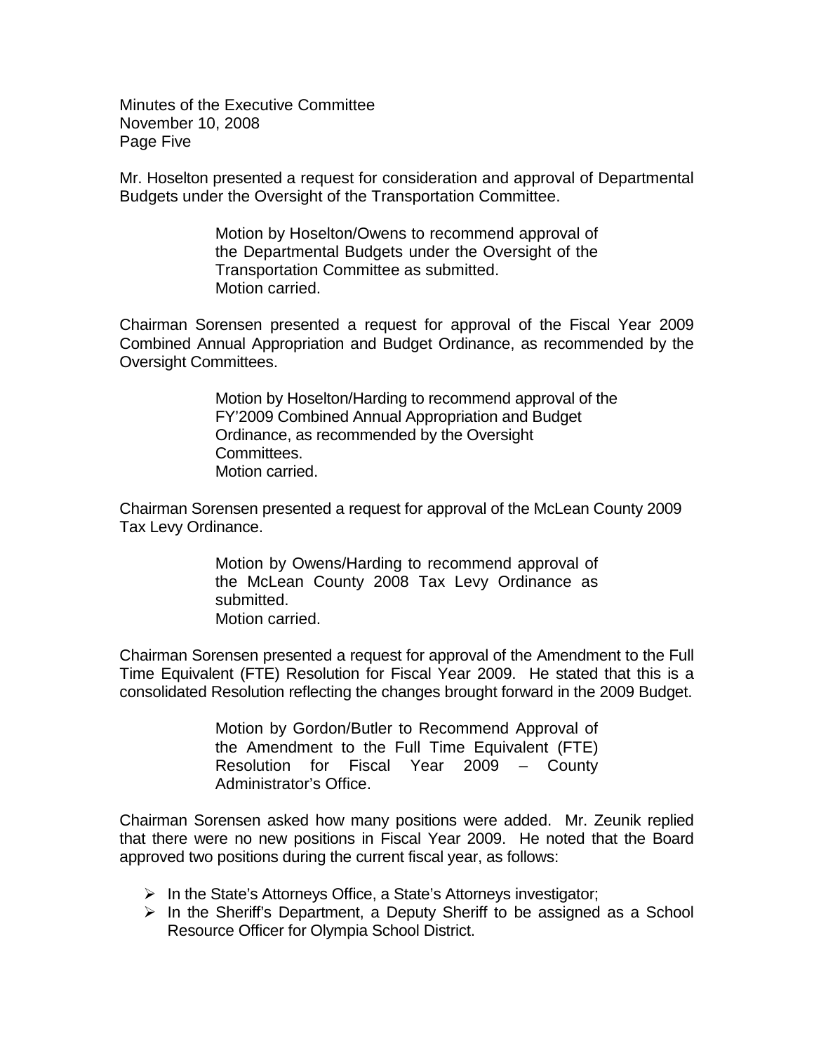Mr. Hoselton presented a request for consideration and approval of Departmental Budgets under the Oversight of the Transportation Committee.

> Motion by Hoselton/Owens to recommend approval of the Departmental Budgets under the Oversight of the Transportation Committee as submitted.
> Motion carried.

Chairman Sorensen presented a request for approval of the Fiscal Year 2009 Combined Annual Appropriation and Budget Ordinance, as recommended by the Oversight Committees.

> Motion by Hoselton/Harding to recommend approval of the FY'2009 Combined Annual Appropriation and Budget Ordinance, as recommended by the Oversight Committees.
> Motion carried.

Chairman Sorensen presented a request for approval of the McLean County 2009 Tax Levy Ordinance.

> Motion by Owens/Harding to recommend approval of the McLean County 2008 Tax Levy Ordinance as submitted.
> Motion carried.

Chairman Sorensen presented a request for approval of the Amendment to the Full Time Equivalent (FTE) Resolution for Fiscal Year 2009. He stated that this is a consolidated Resolution reflecting the changes brought forward in the 2009 Budget.

> Motion by Gordon/Butler to Recommend Approval of the Amendment to the Full Time Equivalent (FTE) Resolution for Fiscal Year 2009 – County Administrator's Office.

Chairman Sorensen asked how many positions were added. Mr. Zeunik replied that there were no new positions in Fiscal Year 2009. He noted that the Board approved two positions during the current fiscal year, as follows:

- In the State's Attorneys Office, a State's Attorneys investigator;
- In the Sheriff's Department, a Deputy Sheriff to be assigned as a School Resource Officer for Olympia School District.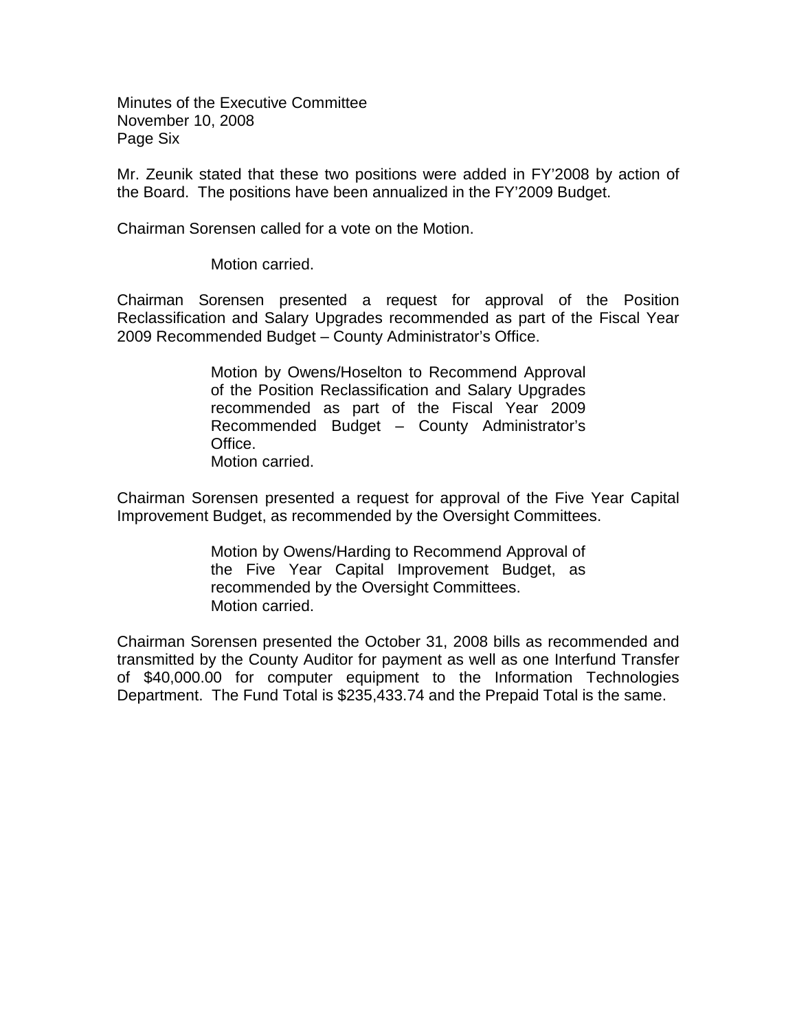Mr. Zeunik stated that these two positions were added in FY'2008 by action of the Board. The positions have been annualized in the FY'2009 Budget.

Chairman Sorensen called for a vote on the Motion.

> Motion carried.

Chairman Sorensen presented a request for approval of the Position Reclassification and Salary Upgrades recommended as part of the Fiscal Year 2009 Recommended Budget – County Administrator's Office.

> Motion by Owens/Hoselton to Recommend Approval of the Position Reclassification and Salary Upgrades recommended as part of the Fiscal Year 2009 Recommended Budget – County Administrator's Office.
> Motion carried.

Chairman Sorensen presented a request for approval of the Five Year Capital Improvement Budget, as recommended by the Oversight Committees.

> Motion by Owens/Harding to Recommend Approval of the Five Year Capital Improvement Budget, as recommended by the Oversight Committees.
> Motion carried.

Chairman Sorensen presented the October 31, 2008 bills as recommended and transmitted by the County Auditor for payment as well as one Interfund Transfer of $40,000.00 for computer equipment to the Information Technologies Department. The Fund Total is $235,433.74 and the Prepaid Total is the same.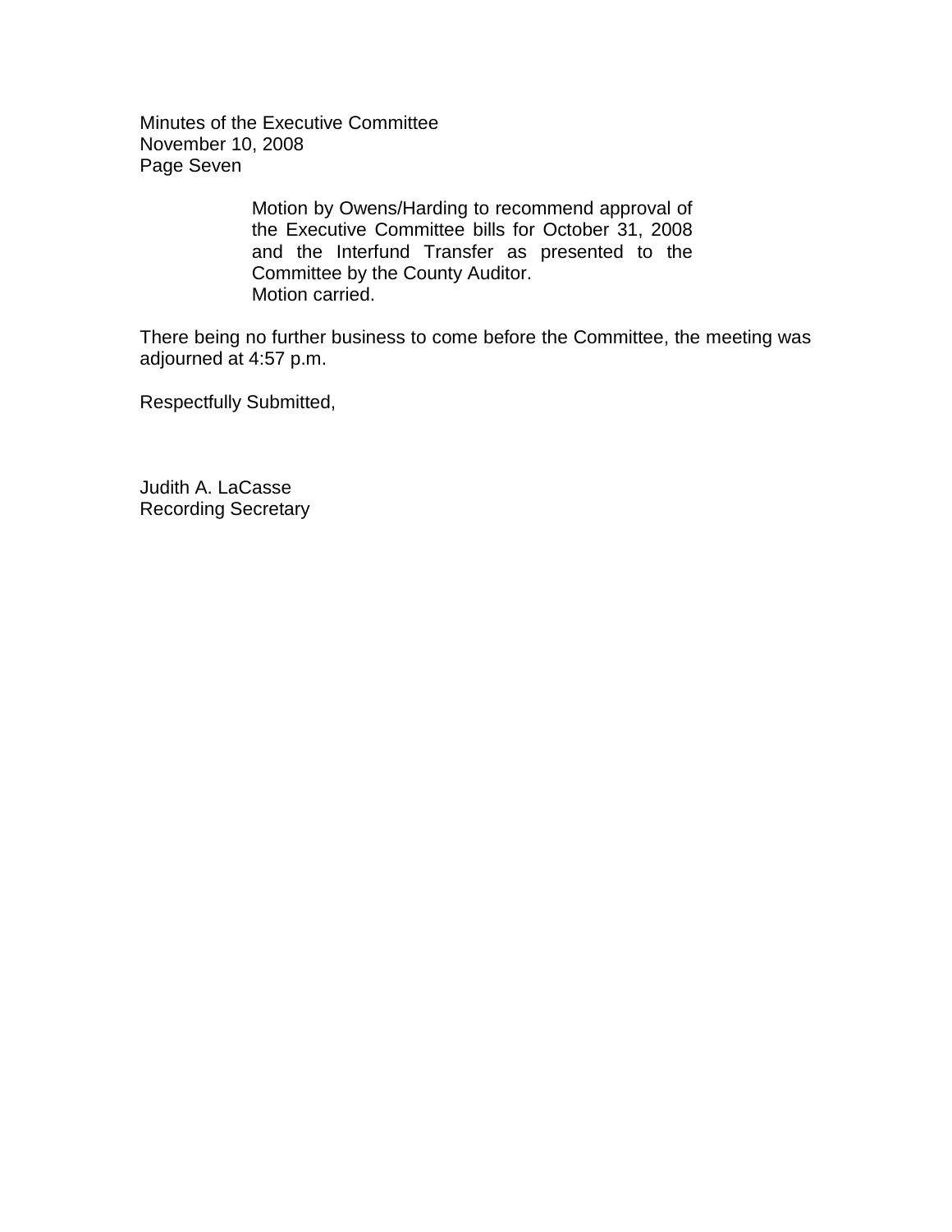Motion by Owens/Harding to recommend approval of the Executive Committee bills for October 31, 2008 and the Interfund Transfer as presented to the Committee by the County Auditor.
Motion carried.

There being no further business to come before the Committee, the meeting was adjourned at 4:57 p.m.

Respectfully Submitted,

Judith A. LaCasse
Recording Secretary